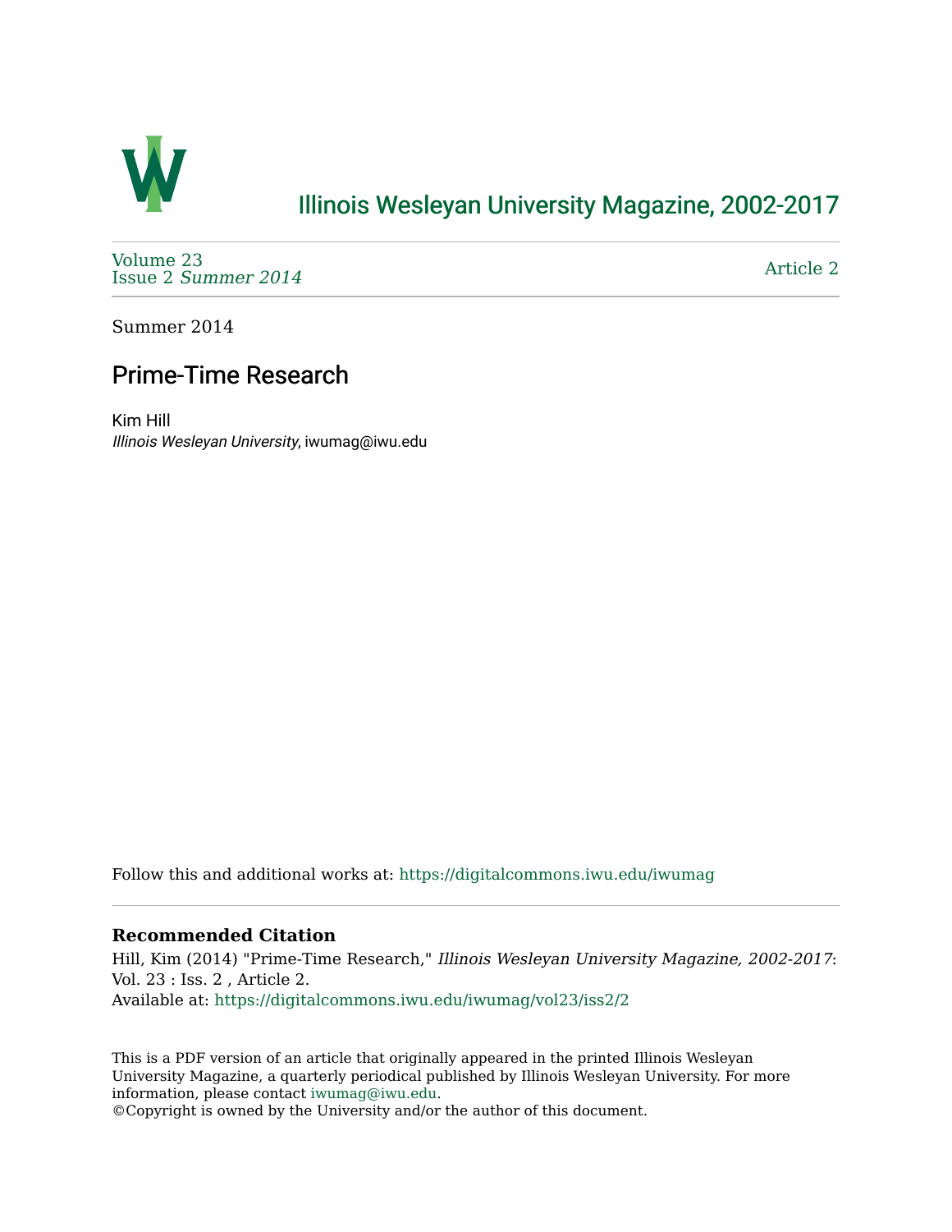# Illinois Wesleyan University Magazine, 2002-2017

Volume 23
Issue 2 *Summer 2014*

Article 2

Summer 2014

## Prime-Time Research

Kim Hill
*Illinois Wesleyan University*, iwumag@iwu.edu

Follow this and additional works at: https://digitalcommons.iwu.edu/iwumag

### Recommended Citation

Hill, Kim (2014) "Prime-Time Research," *Illinois Wesleyan University Magazine, 2002-2017*: Vol. 23 : Iss. 2 , Article 2.
Available at: https://digitalcommons.iwu.edu/iwumag/vol23/iss2/2

This is a PDF version of an article that originally appeared in the printed Illinois Wesleyan University Magazine, a quarterly periodical published by Illinois Wesleyan University. For more information, please contact iwumag@iwu.edu.
©Copyright is owned by the University and/or the author of this document.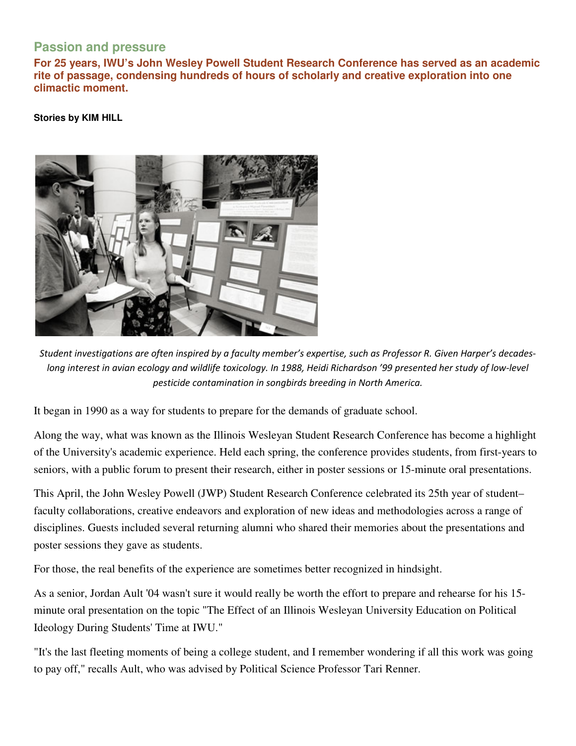## Passion and pressure

**For 25 years, IWU's John Wesley Powell Student Research Conference has served as an academic rite of passage, condensing hundreds of hours of scholarly and creative exploration into one climactic moment.**

**Stories by KIM HILL**

*Student investigations are often inspired by a faculty member's expertise, such as Professor R. Given Harper's decades-long interest in avian ecology and wildlife toxicology. In 1988, Heidi Richardson '99 presented her study of low-level pesticide contamination in songbirds breeding in North America.*

It began in 1990 as a way for students to prepare for the demands of graduate school.

Along the way, what was known as the Illinois Wesleyan Student Research Conference has become a highlight of the University's academic experience. Held each spring, the conference provides students, from first-years to seniors, with a public forum to present their research, either in poster sessions or 15-minute oral presentations.

This April, the John Wesley Powell (JWP) Student Research Conference celebrated its 25th year of student–faculty collaborations, creative endeavors and exploration of new ideas and methodologies across a range of disciplines. Guests included several returning alumni who shared their memories about the presentations and poster sessions they gave as students.

For those, the real benefits of the experience are sometimes better recognized in hindsight.

As a senior, Jordan Ault '04 wasn't sure it would really be worth the effort to prepare and rehearse for his 15-minute oral presentation on the topic "The Effect of an Illinois Wesleyan University Education on Political Ideology During Students' Time at IWU."

"It's the last fleeting moments of being a college student, and I remember wondering if all this work was going to pay off," recalls Ault, who was advised by Political Science Professor Tari Renner.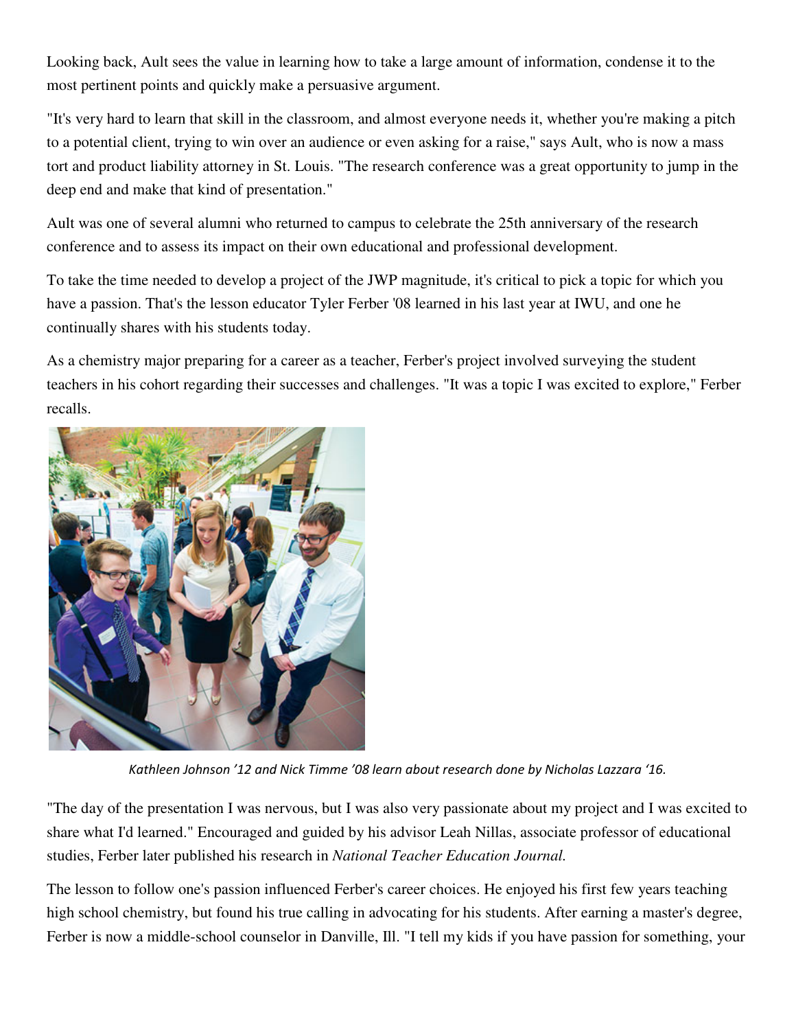Looking back, Ault sees the value in learning how to take a large amount of information, condense it to the most pertinent points and quickly make a persuasive argument.

"It's very hard to learn that skill in the classroom, and almost everyone needs it, whether you're making a pitch to a potential client, trying to win over an audience or even asking for a raise," says Ault, who is now a mass tort and product liability attorney in St. Louis. "The research conference was a great opportunity to jump in the deep end and make that kind of presentation."

Ault was one of several alumni who returned to campus to celebrate the 25th anniversary of the research conference and to assess its impact on their own educational and professional development.

To take the time needed to develop a project of the JWP magnitude, it's critical to pick a topic for which you have a passion. That's the lesson educator Tyler Ferber '08 learned in his last year at IWU, and one he continually shares with his students today.

As a chemistry major preparing for a career as a teacher, Ferber's project involved surveying the student teachers in his cohort regarding their successes and challenges. "It was a topic I was excited to explore," Ferber recalls.

*Kathleen Johnson '12 and Nick Timme '08 learn about research done by Nicholas Lazzara '16.*

"The day of the presentation I was nervous, but I was also very passionate about my project and I was excited to share what I'd learned." Encouraged and guided by his advisor Leah Nillas, associate professor of educational studies, Ferber later published his research in *National Teacher Education Journal.*

The lesson to follow one's passion influenced Ferber's career choices. He enjoyed his first few years teaching high school chemistry, but found his true calling in advocating for his students. After earning a master's degree, Ferber is now a middle-school counselor in Danville, Ill. "I tell my kids if you have passion for something, your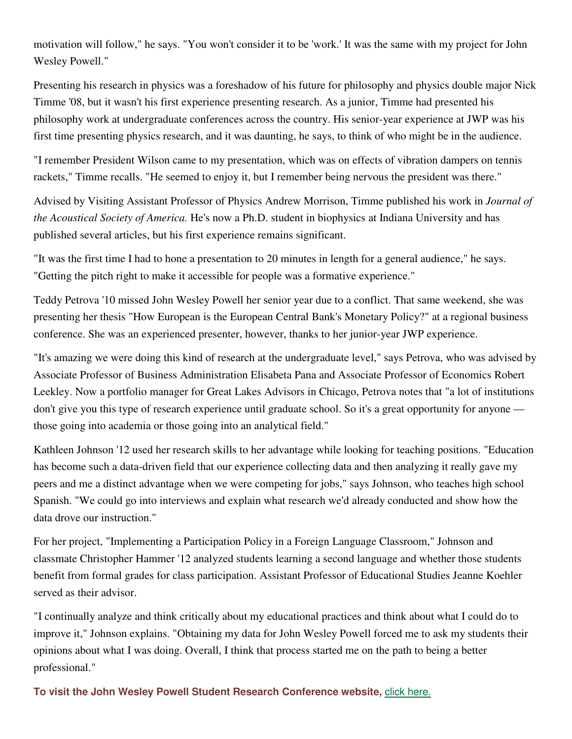motivation will follow," he says. "You won't consider it to be 'work.' It was the same with my project for John Wesley Powell."

Presenting his research in physics was a foreshadow of his future for philosophy and physics double major Nick Timme '08, but it wasn't his first experience presenting research. As a junior, Timme had presented his philosophy work at undergraduate conferences across the country. His senior-year experience at JWP was his first time presenting physics research, and it was daunting, he says, to think of who might be in the audience.

"I remember President Wilson came to my presentation, which was on effects of vibration dampers on tennis rackets," Timme recalls. "He seemed to enjoy it, but I remember being nervous the president was there."

Advised by Visiting Assistant Professor of Physics Andrew Morrison, Timme published his work in *Journal of the Acoustical Society of America.* He's now a Ph.D. student in biophysics at Indiana University and has published several articles, but his first experience remains significant.

"It was the first time I had to hone a presentation to 20 minutes in length for a general audience," he says. "Getting the pitch right to make it accessible for people was a formative experience."

Teddy Petrova '10 missed John Wesley Powell her senior year due to a conflict. That same weekend, she was presenting her thesis "How European is the European Central Bank's Monetary Policy?" at a regional business conference. She was an experienced presenter, however, thanks to her junior-year JWP experience.

"It's amazing we were doing this kind of research at the undergraduate level," says Petrova, who was advised by Associate Professor of Business Administration Elisabeta Pana and Associate Professor of Economics Robert Leekley. Now a portfolio manager for Great Lakes Advisors in Chicago, Petrova notes that "a lot of institutions don't give you this type of research experience until graduate school. So it's a great opportunity for anyone — those going into academia or those going into an analytical field."

Kathleen Johnson '12 used her research skills to her advantage while looking for teaching positions. "Education has become such a data-driven field that our experience collecting data and then analyzing it really gave my peers and me a distinct advantage when we were competing for jobs," says Johnson, who teaches high school Spanish. "We could go into interviews and explain what research we'd already conducted and show how the data drove our instruction."

For her project, "Implementing a Participation Policy in a Foreign Language Classroom," Johnson and classmate Christopher Hammer '12 analyzed students learning a second language and whether those students benefit from formal grades for class participation. Assistant Professor of Educational Studies Jeanne Koehler served as their advisor.

"I continually analyze and think critically about my educational practices and think about what I could do to improve it," Johnson explains. "Obtaining my data for John Wesley Powell forced me to ask my students their opinions about what I was doing. Overall, I think that process started me on the path to being a better professional."

**To visit the John Wesley Powell Student Research Conference website,** click here.